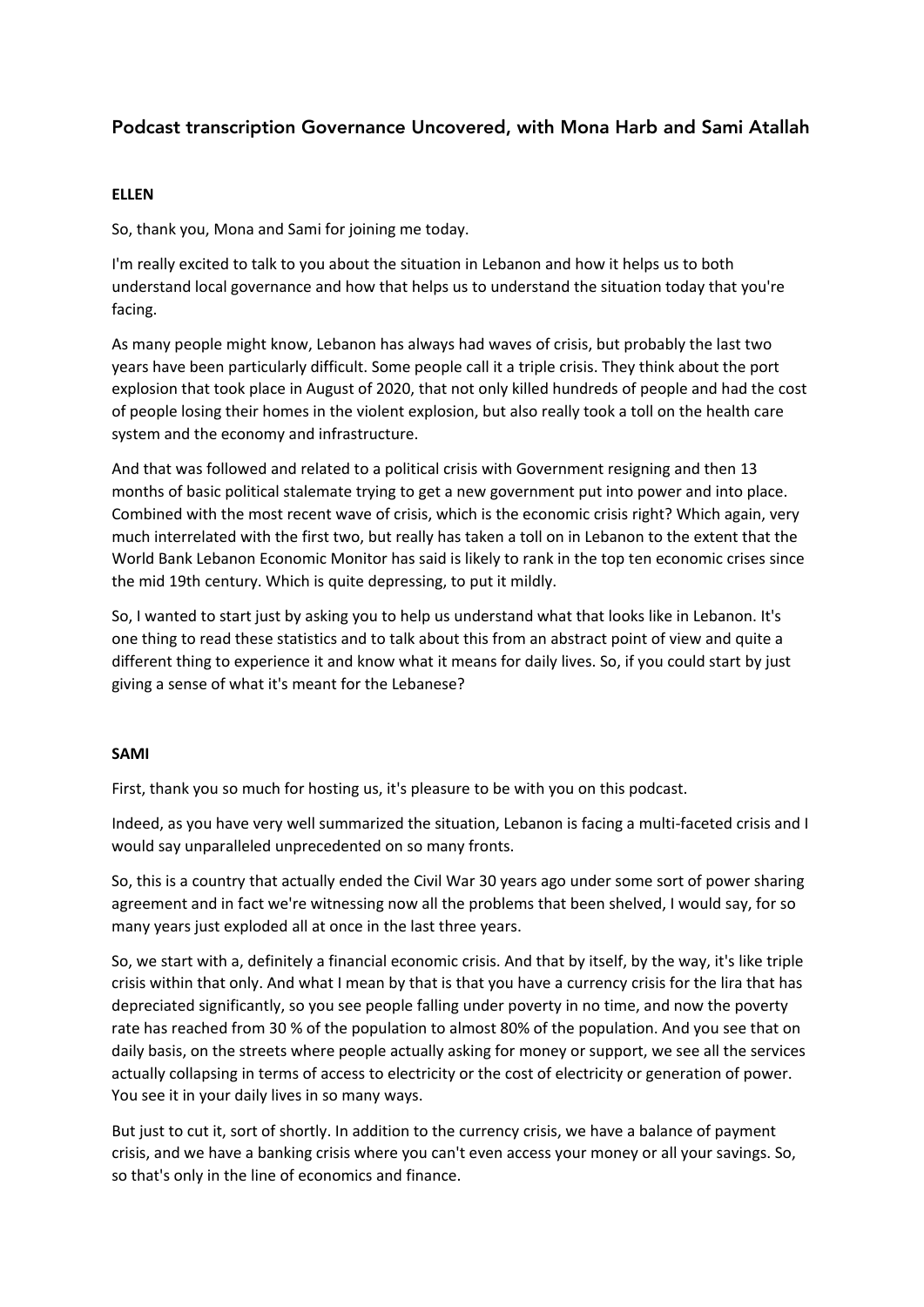# Podcast transcription Governance Uncovered, with Mona Harb and Sami Atallah

**ELLEN**

So, thank you, Mona and Sami for joining me today.

I'm really excited to talk to you about the situation in Lebanon and how it helps us to both understand local governance and how that helps us to understand the situation today that you're facing.

As many people might know, Lebanon has always had waves of crisis, but probably the last two years have been particularly difficult. Some people call it a triple crisis. They think about the port explosion that took place in August of 2020, that not only killed hundreds of people and had the cost of people losing their homes in the violent explosion, but also really took a toll on the health care system and the economy and infrastructure.

And that was followed and related to a political crisis with Government resigning and then 13 months of basic political stalemate trying to get a new government put into power and into place. Combined with the most recent wave of crisis, which is the economic crisis right? Which again, very much interrelated with the first two, but really has taken a toll on in Lebanon to the extent that the World Bank Lebanon Economic Monitor has said is likely to rank in the top ten economic crises since the mid 19th century. Which is quite depressing, to put it mildly.

So, I wanted to start just by asking you to help us understand what that looks like in Lebanon. It's one thing to read these statistics and to talk about this from an abstract point of view and quite a different thing to experience it and know what it means for daily lives. So, if you could start by just giving a sense of what it's meant for the Lebanese?

**SAMI**

First, thank you so much for hosting us, it's pleasure to be with you on this podcast.

Indeed, as you have very well summarized the situation, Lebanon is facing a multi-faceted crisis and I would say unparalleled unprecedented on so many fronts.

So, this is a country that actually ended the Civil War 30 years ago under some sort of power sharing agreement and in fact we're witnessing now all the problems that been shelved, I would say, for so many years just exploded all at once in the last three years.

So, we start with a, definitely a financial economic crisis. And that by itself, by the way, it's like triple crisis within that only. And what I mean by that is that you have a currency crisis for the lira that has depreciated significantly, so you see people falling under poverty in no time, and now the poverty rate has reached from 30 % of the population to almost 80% of the population. And you see that on daily basis, on the streets where people actually asking for money or support, we see all the services actually collapsing in terms of access to electricity or the cost of electricity or generation of power. You see it in your daily lives in so many ways.

But just to cut it, sort of shortly. In addition to the currency crisis, we have a balance of payment crisis, and we have a banking crisis where you can't even access your money or all your savings. So, so that's only in the line of economics and finance.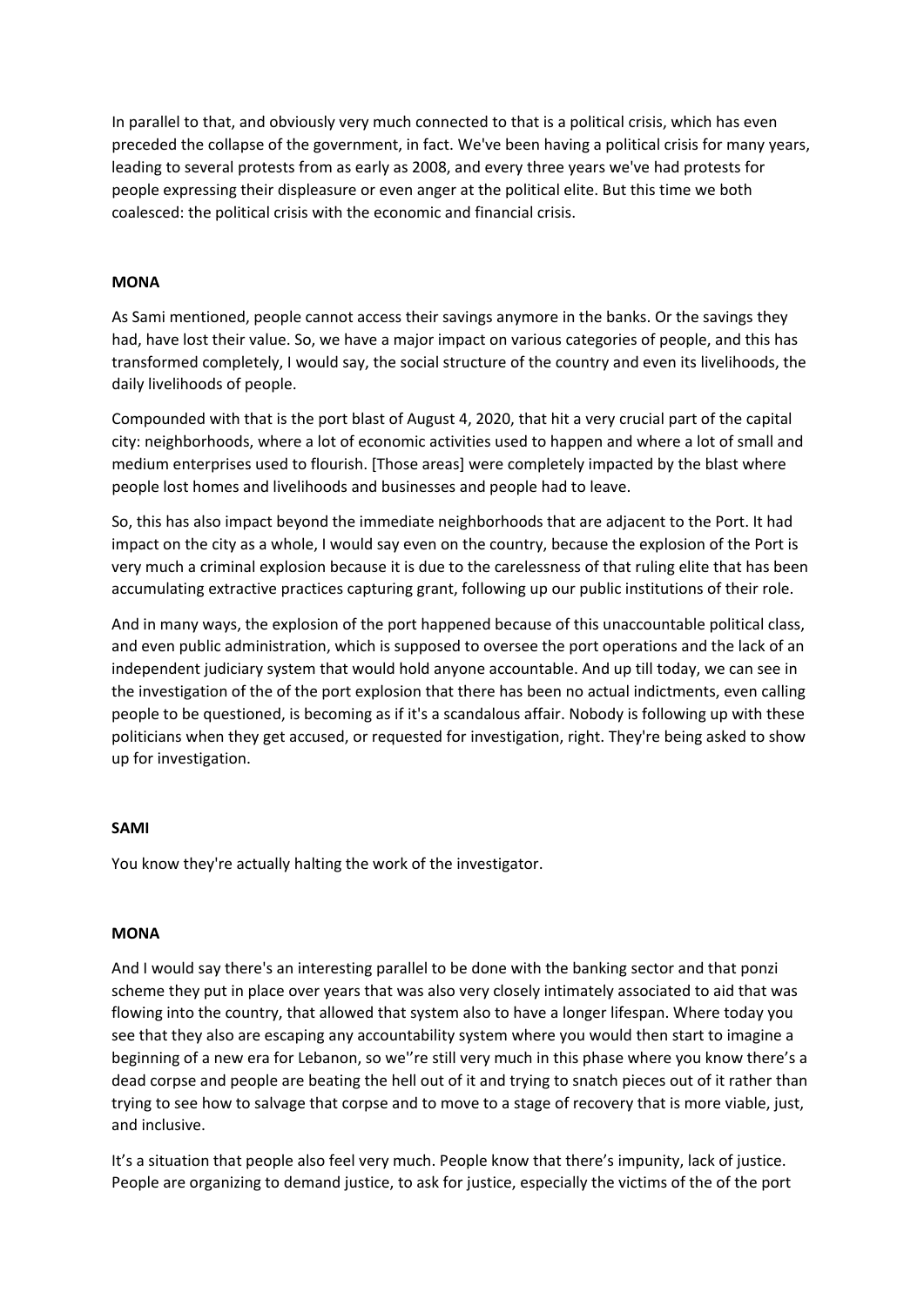In parallel to that, and obviously very much connected to that is a political crisis, which has even preceded the collapse of the government, in fact. We've been having a political crisis for many years, leading to several protests from as early as 2008, and every three years we've had protests for people expressing their displeasure or even anger at the political elite. But this time we both coalesced: the political crisis with the economic and financial crisis.

**MONA**

As Sami mentioned, people cannot access their savings anymore in the banks. Or the savings they had, have lost their value. So, we have a major impact on various categories of people, and this has transformed completely, I would say, the social structure of the country and even its livelihoods, the daily livelihoods of people.

Compounded with that is the port blast of August 4, 2020, that hit a very crucial part of the capital city: neighborhoods, where a lot of economic activities used to happen and where a lot of small and medium enterprises used to flourish. [Those areas] were completely impacted by the blast where people lost homes and livelihoods and businesses and people had to leave.

So, this has also impact beyond the immediate neighborhoods that are adjacent to the Port. It had impact on the city as a whole, I would say even on the country, because the explosion of the Port is very much a criminal explosion because it is due to the carelessness of that ruling elite that has been accumulating extractive practices capturing grant, following up our public institutions of their role.

And in many ways, the explosion of the port happened because of this unaccountable political class, and even public administration, which is supposed to oversee the port operations and the lack of an independent judiciary system that would hold anyone accountable. And up till today, we can see in the investigation of the of the port explosion that there has been no actual indictments, even calling people to be questioned, is becoming as if it's a scandalous affair. Nobody is following up with these politicians when they get accused, or requested for investigation, right. They're being asked to show up for investigation.

**SAMI**

You know they're actually halting the work of the investigator.

**MONA**

And I would say there's an interesting parallel to be done with the banking sector and that ponzi scheme they put in place over years that was also very closely intimately associated to aid that was flowing into the country, that allowed that system also to have a longer lifespan. Where today you see that they also are escaping any accountability system where you would then start to imagine a beginning of a new era for Lebanon, so we''re still very much in this phase where you know there's a dead corpse and people are beating the hell out of it and trying to snatch pieces out of it rather than trying to see how to salvage that corpse and to move to a stage of recovery that is more viable, just, and inclusive.

It's a situation that people also feel very much. People know that there's impunity, lack of justice. People are organizing to demand justice, to ask for justice, especially the victims of the of the port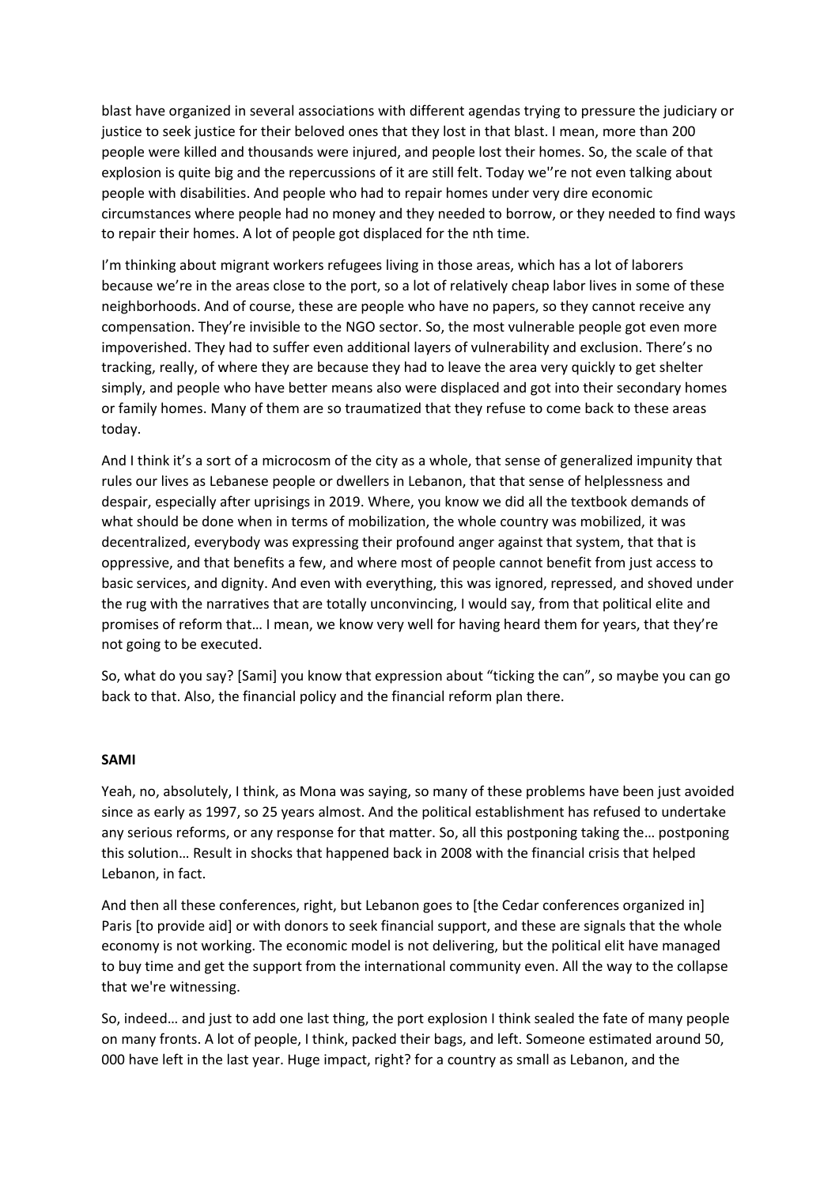blast have organized in several associations with different agendas trying to pressure the judiciary or justice to seek justice for their beloved ones that they lost in that blast. I mean, more than 200 people were killed and thousands were injured, and people lost their homes. So, the scale of that explosion is quite big and the repercussions of it are still felt. Today we''re not even talking about people with disabilities. And people who had to repair homes under very dire economic circumstances where people had no money and they needed to borrow, or they needed to find ways to repair their homes. A lot of people got displaced for the nth time.

I'm thinking about migrant workers refugees living in those areas, which has a lot of laborers because we're in the areas close to the port, so a lot of relatively cheap labor lives in some of these neighborhoods. And of course, these are people who have no papers, so they cannot receive any compensation. They're invisible to the NGO sector. So, the most vulnerable people got even more impoverished. They had to suffer even additional layers of vulnerability and exclusion. There's no tracking, really, of where they are because they had to leave the area very quickly to get shelter simply, and people who have better means also were displaced and got into their secondary homes or family homes. Many of them are so traumatized that they refuse to come back to these areas today.

And I think it's a sort of a microcosm of the city as a whole, that sense of generalized impunity that rules our lives as Lebanese people or dwellers in Lebanon, that that sense of helplessness and despair, especially after uprisings in 2019. Where, you know we did all the textbook demands of what should be done when in terms of mobilization, the whole country was mobilized, it was decentralized, everybody was expressing their profound anger against that system, that that is oppressive, and that benefits a few, and where most of people cannot benefit from just access to basic services, and dignity. And even with everything, this was ignored, repressed, and shoved under the rug with the narratives that are totally unconvincing, I would say, from that political elite and promises of reform that… I mean, we know very well for having heard them for years, that they're not going to be executed.

So, what do you say? [Sami] you know that expression about "ticking the can", so maybe you can go back to that. Also, the financial policy and the financial reform plan there.

**SAMI**

Yeah, no, absolutely, I think, as Mona was saying, so many of these problems have been just avoided since as early as 1997, so 25 years almost. And the political establishment has refused to undertake any serious reforms, or any response for that matter. So, all this postponing taking the… postponing this solution… Result in shocks that happened back in 2008 with the financial crisis that helped Lebanon, in fact.

And then all these conferences, right, but Lebanon goes to [the Cedar conferences organized in] Paris [to provide aid] or with donors to seek financial support, and these are signals that the whole economy is not working. The economic model is not delivering, but the political elite have managed to buy time and get the support from the international community even. All the way to the collapse that we're witnessing.

So, indeed… and just to add one last thing, the port explosion I think sealed the fate of many people on many fronts. A lot of people, I think, packed their bags, and left. Someone estimated around 50, 000 have left in the last year. Huge impact, right? for a country as small as Lebanon, and the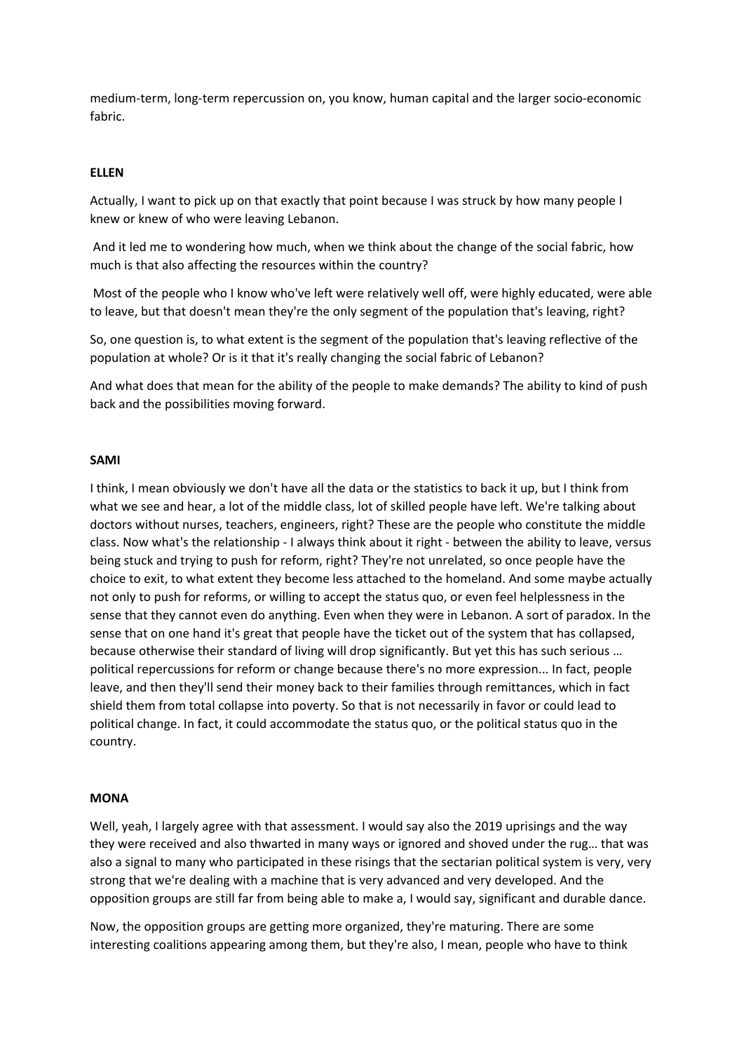medium-term, long-term repercussion on, you know, human capital and the larger socio-economic fabric.

**ELLEN**

Actually, I want to pick up on that exactly that point because I was struck by how many people I knew or knew of who were leaving Lebanon.

And it led me to wondering how much, when we think about the change of the social fabric, how much is that also affecting the resources within the country?

Most of the people who I know who've left were relatively well off, were highly educated, were able to leave, but that doesn't mean they're the only segment of the population that's leaving, right?

So, one question is, to what extent is the segment of the population that's leaving reflective of the population at whole? Or is it that it's really changing the social fabric of Lebanon?

And what does that mean for the ability of the people to make demands? The ability to kind of push back and the possibilities moving forward.

**SAMI**

I think, I mean obviously we don't have all the data or the statistics to back it up, but I think from what we see and hear, a lot of the middle class, lot of skilled people have left. We're talking about doctors without nurses, teachers, engineers, right? These are the people who constitute the middle class. Now what's the relationship - I always think about it right - between the ability to leave, versus being stuck and trying to push for reform, right? They're not unrelated, so once people have the choice to exit, to what extent they become less attached to the homeland. And some maybe actually not only to push for reforms, or willing to accept the status quo, or even feel helplessness in the sense that they cannot even do anything. Even when they were in Lebanon. A sort of paradox. In the sense that on one hand it's great that people have the ticket out of the system that has collapsed, because otherwise their standard of living will drop significantly. But yet this has such serious … political repercussions for reform or change because there's no more expression... In fact, people leave, and then they'll send their money back to their families through remittances, which in fact shield them from total collapse into poverty. So that is not necessarily in favor or could lead to political change. In fact, it could accommodate the status quo, or the political status quo in the country.

**MONA**

Well, yeah, I largely agree with that assessment. I would say also the 2019 uprisings and the way they were received and also thwarted in many ways or ignored and shoved under the rug… that was also a signal to many who participated in these risings that the sectarian political system is very, very strong that we're dealing with a machine that is very advanced and very developed. And the opposition groups are still far from being able to make a, I would say, significant and durable dance.

Now, the opposition groups are getting more organized, they're maturing. There are some interesting coalitions appearing among them, but they're also, I mean, people who have to think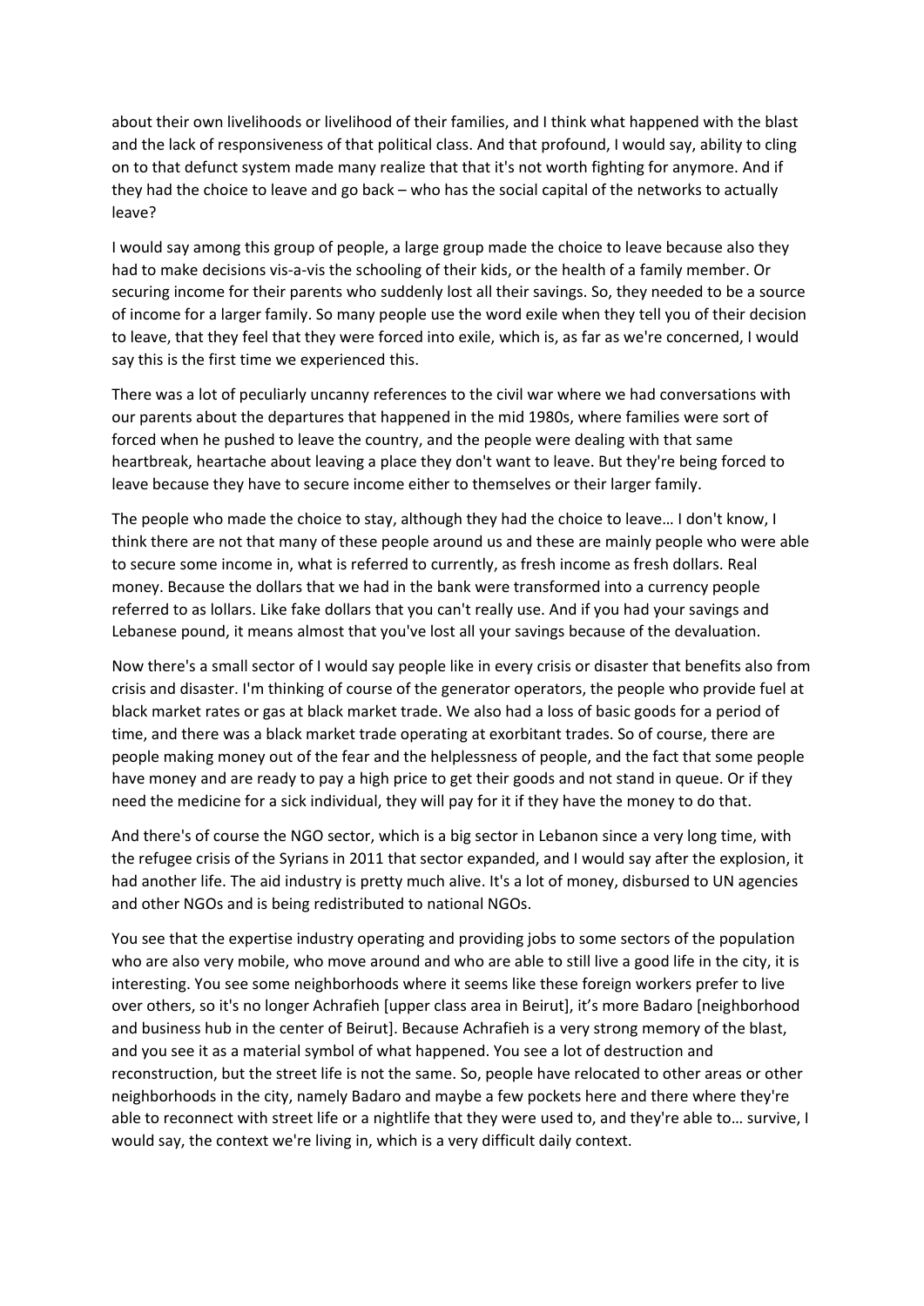about their own livelihoods or livelihood of their families, and I think what happened with the blast and the lack of responsiveness of that political class. And that profound, I would say, ability to cling on to that defunct system made many realize that that it's not worth fighting for anymore. And if they had the choice to leave and go back – who has the social capital of the networks to actually leave?

I would say among this group of people, a large group made the choice to leave because also they had to make decisions vis-a-vis the schooling of their kids, or the health of a family member. Or securing income for their parents who suddenly lost all their savings. So, they needed to be a source of income for a larger family. So many people use the word exile when they tell you of their decision to leave, that they feel that they were forced into exile, which is, as far as we're concerned, I would say this is the first time we experienced this.

There was a lot of peculiarly uncanny references to the civil war where we had conversations with our parents about the departures that happened in the mid 1980s, where families were sort of forced when he pushed to leave the country, and the people were dealing with that same heartbreak, heartache about leaving a place they don't want to leave. But they're being forced to leave because they have to secure income either to themselves or their larger family.

The people who made the choice to stay, although they had the choice to leave… I don't know, I think there are not that many of these people around us and these are mainly people who were able to secure some income in, what is referred to currently, as fresh income as fresh dollars. Real money. Because the dollars that we had in the bank were transformed into a currency people referred to as lollars. Like fake dollars that you can't really use. And if you had your savings and Lebanese pound, it means almost that you've lost all your savings because of the devaluation.

Now there's a small sector of I would say people like in every crisis or disaster that benefits also from crisis and disaster. I'm thinking of course of the generator operators, the people who provide fuel at black market rates or gas at black market trade. We also had a loss of basic goods for a period of time, and there was a black market trade operating at exorbitant trades. So of course, there are people making money out of the fear and the helplessness of people, and the fact that some people have money and are ready to pay a high price to get their goods and not stand in queue. Or if they need the medicine for a sick individual, they will pay for it if they have the money to do that.

And there's of course the NGO sector, which is a big sector in Lebanon since a very long time, with the refugee crisis of the Syrians in 2011 that sector expanded, and I would say after the explosion, it had another life. The aid industry is pretty much alive. It's a lot of money, disbursed to UN agencies and other NGOs and is being redistributed to national NGOs.

You see that the expertise industry operating and providing jobs to some sectors of the population who are also very mobile, who move around and who are able to still live a good life in the city, it is interesting. You see some neighborhoods where it seems like these foreign workers prefer to live over others, so it's no longer Achrafieh [upper class area in Beirut], it's more Badaro [neighborhood and business hub in the center of Beirut]. Because Achrafieh is a very strong memory of the blast, and you see it as a material symbol of what happened. You see a lot of destruction and reconstruction, but the street life is not the same. So, people have relocated to other areas or other neighborhoods in the city, namely Badaro and maybe a few pockets here and there where they're able to reconnect with street life or a nightlife that they were used to, and they're able to… survive, I would say, the context we're living in, which is a very difficult daily context.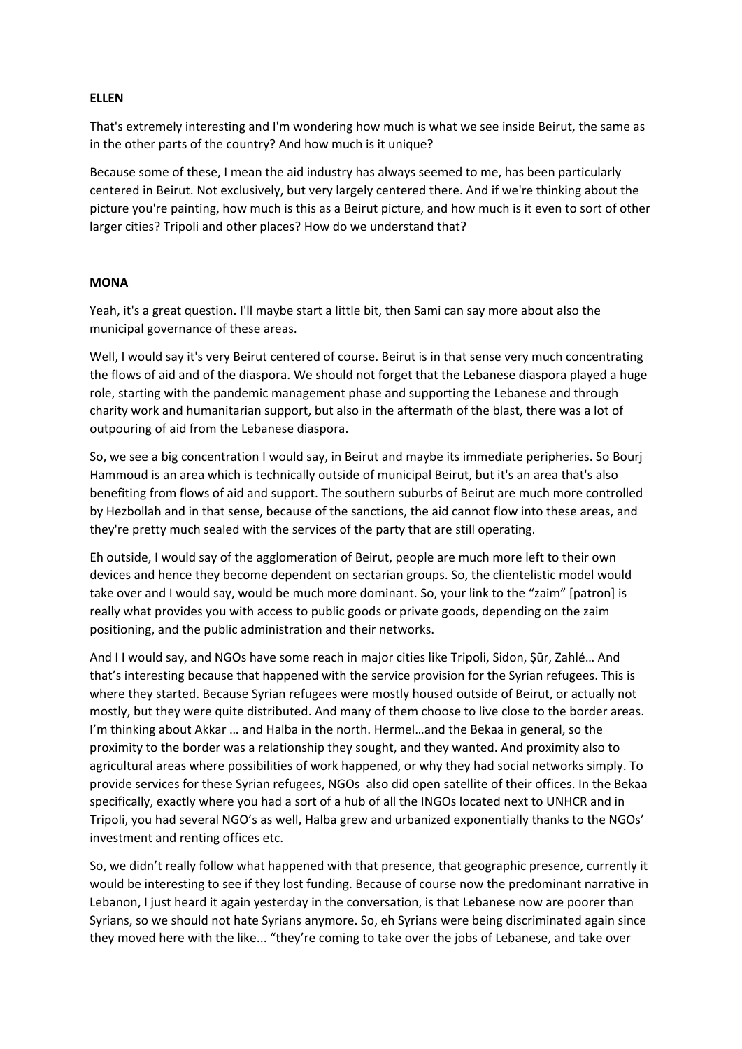**ELLEN**

That's extremely interesting and I'm wondering how much is what we see inside Beirut, the same as in the other parts of the country? And how much is it unique?

Because some of these, I mean the aid industry has always seemed to me, has been particularly centered in Beirut. Not exclusively, but very largely centered there. And if we're thinking about the picture you're painting, how much is this as a Beirut picture, and how much is it even to sort of other larger cities? Tripoli and other places? How do we understand that?

**MONA**

Yeah, it's a great question. I'll maybe start a little bit, then Sami can say more about also the municipal governance of these areas.

Well, I would say it's very Beirut centered of course. Beirut is in that sense very much concentrating the flows of aid and of the diaspora. We should not forget that the Lebanese diaspora played a huge role, starting with the pandemic management phase and supporting the Lebanese and through charity work and humanitarian support, but also in the aftermath of the blast, there was a lot of outpouring of aid from the Lebanese diaspora.

So, we see a big concentration I would say, in Beirut and maybe its immediate peripheries. So Bourj Hammoud is an area which is technically outside of municipal Beirut, but it's an area that's also benefiting from flows of aid and support. The southern suburbs of Beirut are much more controlled by Hezbollah and in that sense, because of the sanctions, the aid cannot flow into these areas, and they're pretty much sealed with the services of the party that are still operating.

Eh outside, I would say of the agglomeration of Beirut, people are much more left to their own devices and hence they become dependent on sectarian groups. So, the clientelistic model would take over and I would say, would be much more dominant. So, your link to the "zaim" [patron] is really what provides you with access to public goods or private goods, depending on the zaim positioning, and the public administration and their networks.

And I I would say, and NGOs have some reach in major cities like Tripoli, Sidon, Ṣūr, Zahlé… And that's interesting because that happened with the service provision for the Syrian refugees. This is where they started. Because Syrian refugees were mostly housed outside of Beirut, or actually not mostly, but they were quite distributed. And many of them choose to live close to the border areas. I'm thinking about Akkar … and Halba in the north. Hermel…and the Bekaa in general, so the proximity to the border was a relationship they sought, and they wanted. And proximity also to agricultural areas where possibilities of work happened, or why they had social networks simply. To provide services for these Syrian refugees, NGOs also did open satellite of their offices. In the Bekaa specifically, exactly where you had a sort of a hub of all the INGOs located next to UNHCR and in Tripoli, you had several NGO's as well, Halba grew and urbanized exponentially thanks to the NGOs' investment and renting offices etc.

So, we didn't really follow what happened with that presence, that geographic presence, currently it would be interesting to see if they lost funding. Because of course now the predominant narrative in Lebanon, I just heard it again yesterday in the conversation, is that Lebanese now are poorer than Syrians, so we should not hate Syrians anymore. So, eh Syrians were being discriminated again since they moved here with the like... "they're coming to take over the jobs of Lebanese, and take over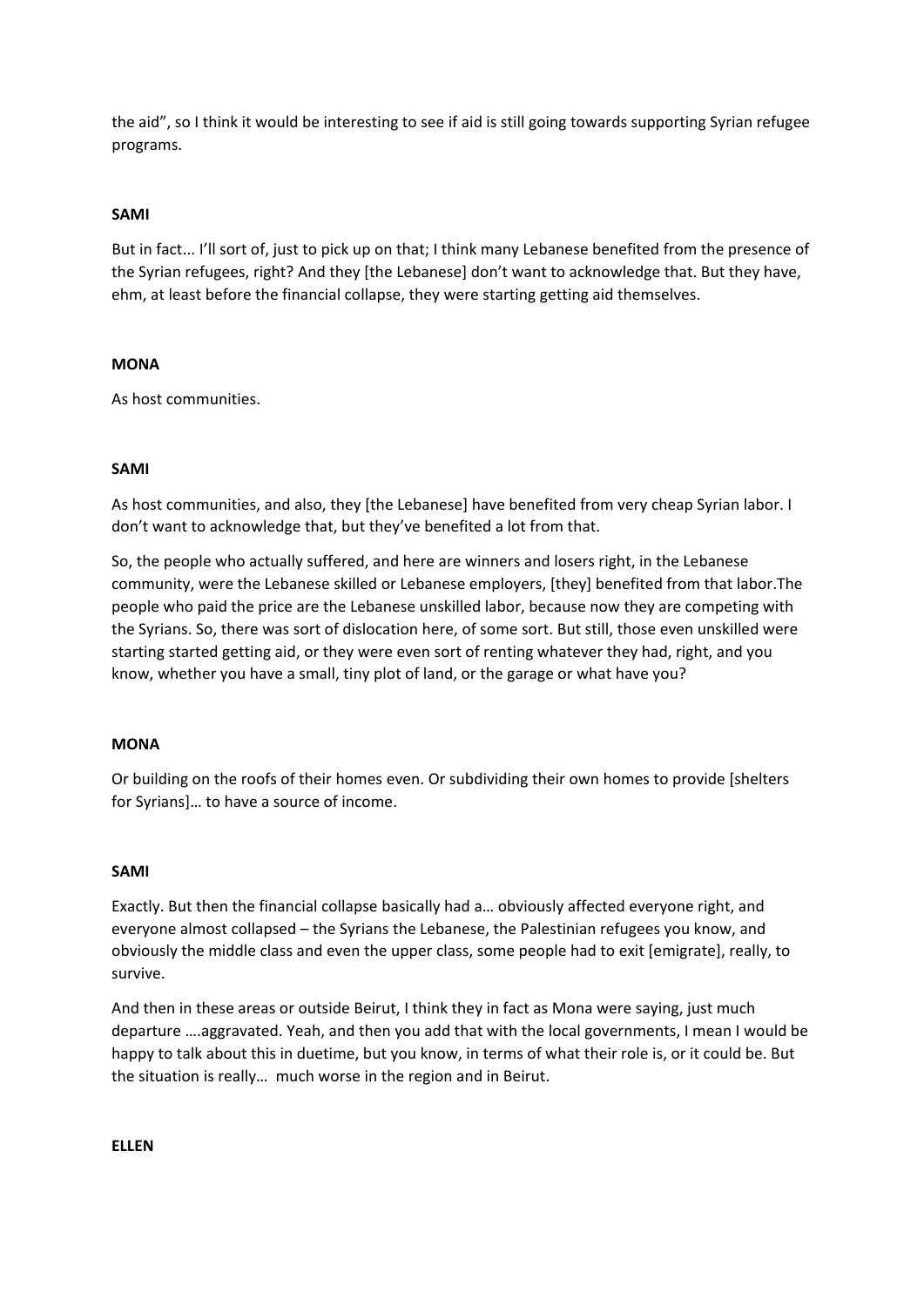the aid", so I think it would be interesting to see if aid is still going towards supporting Syrian refugee programs.

**SAMI**

But in fact... I'll sort of, just to pick up on that; I think many Lebanese benefited from the presence of the Syrian refugees, right? And they [the Lebanese] don't want to acknowledge that. But they have, ehm, at least before the financial collapse, they were starting getting aid themselves.

**MONA**

As host communities.

**SAMI**

As host communities, and also, they [the Lebanese] have benefited from very cheap Syrian labor. I don't want to acknowledge that, but they've benefited a lot from that.

So, the people who actually suffered, and here are winners and losers right, in the Lebanese community, were the Lebanese skilled or Lebanese employers, [they] benefited from that labor.The people who paid the price are the Lebanese unskilled labor, because now they are competing with the Syrians. So, there was sort of dislocation here, of some sort. But still, those even unskilled were starting started getting aid, or they were even sort of renting whatever they had, right, and you know, whether you have a small, tiny plot of land, or the garage or what have you?

**MONA**

Or building on the roofs of their homes even. Or subdividing their own homes to provide [shelters for Syrians]… to have a source of income.

**SAMI**

Exactly. But then the financial collapse basically had a… obviously affected everyone right, and everyone almost collapsed – the Syrians the Lebanese, the Palestinian refugees you know, and obviously the middle class and even the upper class, some people had to exit [emigrate], really, to survive.

And then in these areas or outside Beirut, I think they in fact as Mona were saying, just much departure ….aggravated. Yeah, and then you add that with the local governments, I mean I would be happy to talk about this in duetime, but you know, in terms of what their role is, or it could be. But the situation is really… much worse in the region and in Beirut.

**ELLEN**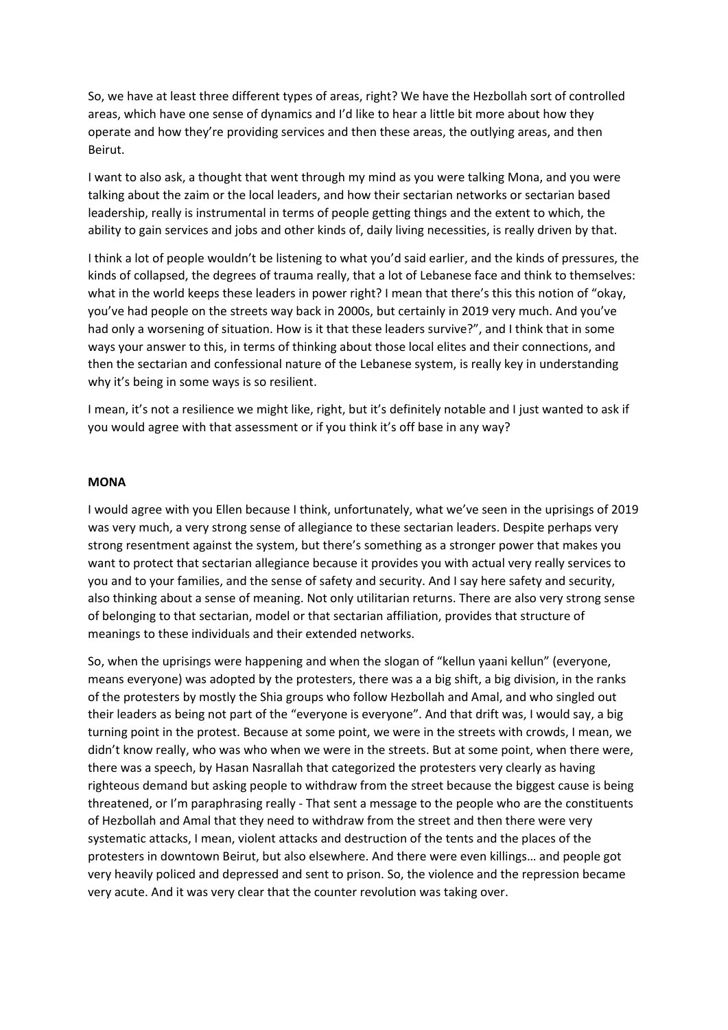So, we have at least three different types of areas, right? We have the Hezbollah sort of controlled areas, which have one sense of dynamics and I'd like to hear a little bit more about how they operate and how they're providing services and then these areas, the outlying areas, and then Beirut.

I want to also ask, a thought that went through my mind as you were talking Mona, and you were talking about the zaim or the local leaders, and how their sectarian networks or sectarian based leadership, really is instrumental in terms of people getting things and the extent to which, the ability to gain services and jobs and other kinds of, daily living necessities, is really driven by that.

I think a lot of people wouldn't be listening to what you'd said earlier, and the kinds of pressures, the kinds of collapsed, the degrees of trauma really, that a lot of Lebanese face and think to themselves: what in the world keeps these leaders in power right? I mean that there's this this notion of "okay, you've had people on the streets way back in 2000s, but certainly in 2019 very much. And you've had only a worsening of situation. How is it that these leaders survive?", and I think that in some ways your answer to this, in terms of thinking about those local elites and their connections, and then the sectarian and confessional nature of the Lebanese system, is really key in understanding why it's being in some ways is so resilient.

I mean, it's not a resilience we might like, right, but it's definitely notable and I just wanted to ask if you would agree with that assessment or if you think it's off base in any way?

**MONA**

I would agree with you Ellen because I think, unfortunately, what we've seen in the uprisings of 2019 was very much, a very strong sense of allegiance to these sectarian leaders. Despite perhaps very strong resentment against the system, but there's something as a stronger power that makes you want to protect that sectarian allegiance because it provides you with actual very really services to you and to your families, and the sense of safety and security. And I say here safety and security, also thinking about a sense of meaning. Not only utilitarian returns. There are also very strong sense of belonging to that sectarian, model or that sectarian affiliation, provides that structure of meanings to these individuals and their extended networks.

So, when the uprisings were happening and when the slogan of "kellun yaani kellun" (everyone, means everyone) was adopted by the protesters, there was a a big shift, a big division, in the ranks of the protesters by mostly the Shia groups who follow Hezbollah and Amal, and who singled out their leaders as being not part of the "everyone is everyone". And that drift was, I would say, a big turning point in the protest. Because at some point, we were in the streets with crowds, I mean, we didn't know really, who was who when we were in the streets. But at some point, when there were, there was a speech, by Hasan Nasrallah that categorized the protesters very clearly as having righteous demand but asking people to withdraw from the street because the biggest cause is being threatened, or I'm paraphrasing really - That sent a message to the people who are the constituents of Hezbollah and Amal that they need to withdraw from the street and then there were very systematic attacks, I mean, violent attacks and destruction of the tents and the places of the protesters in downtown Beirut, but also elsewhere. And there were even killings… and people got very heavily policed and depressed and sent to prison. So, the violence and the repression became very acute. And it was very clear that the counter revolution was taking over.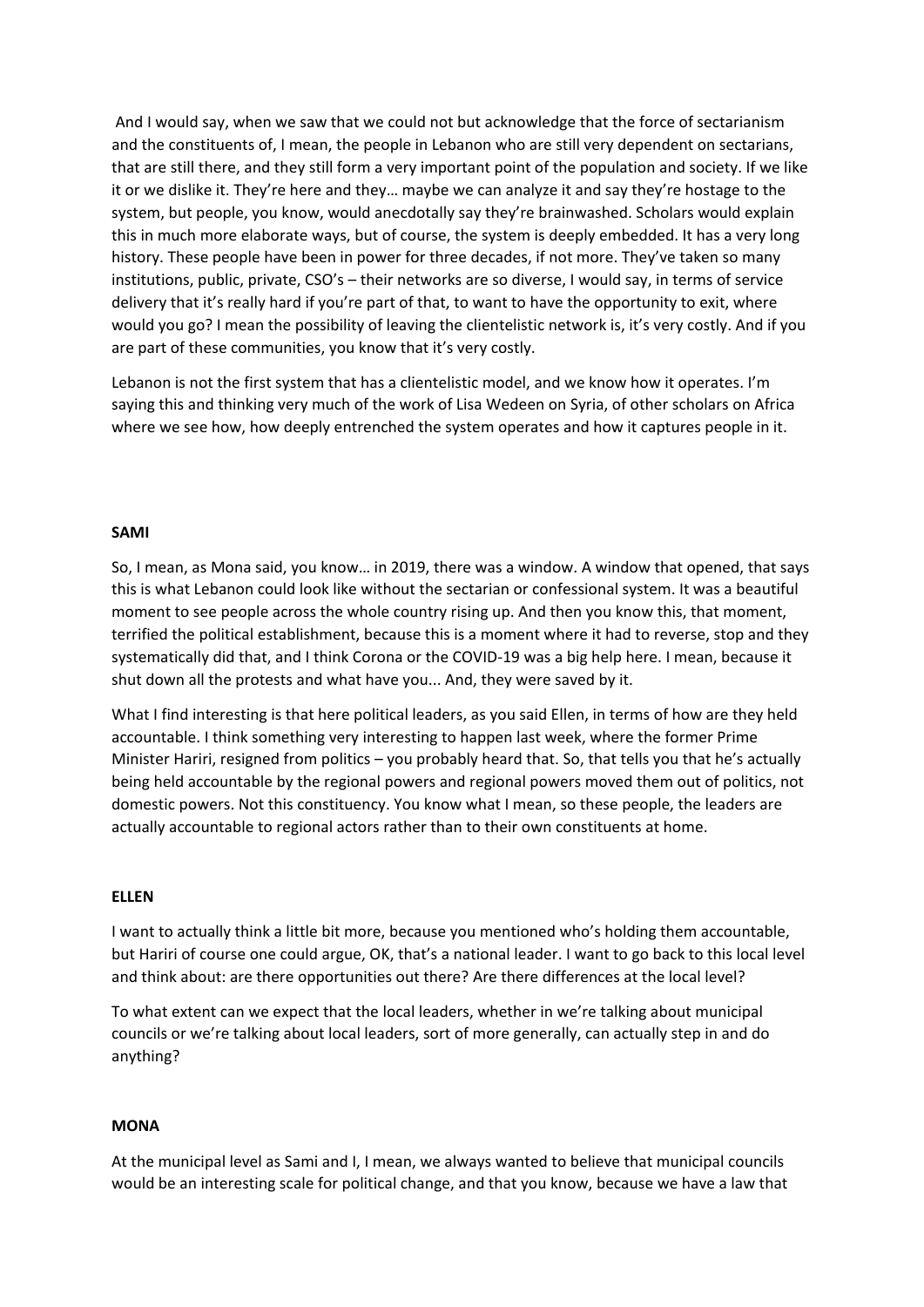And I would say, when we saw that we could not but acknowledge that the force of sectarianism and the constituents of, I mean, the people in Lebanon who are still very dependent on sectarians, that are still there, and they still form a very important point of the population and society. If we like it or we dislike it. They're here and they… maybe we can analyze it and say they're hostage to the system, but people, you know, would anecdotally say they're brainwashed. Scholars would explain this in much more elaborate ways, but of course, the system is deeply embedded. It has a very long history. These people have been in power for three decades, if not more. They've taken so many institutions, public, private, CSO's – their networks are so diverse, I would say, in terms of service delivery that it's really hard if you're part of that, to want to have the opportunity to exit, where would you go? I mean the possibility of leaving the clientelistic network is, it's very costly. And if you are part of these communities, you know that it's very costly.

Lebanon is not the first system that has a clientelistic model, and we know how it operates. I'm saying this and thinking very much of the work of Lisa Wedeen on Syria, of other scholars on Africa where we see how, how deeply entrenched the system operates and how it captures people in it.

**SAMI**

So, I mean, as Mona said, you know… in 2019, there was a window. A window that opened, that says this is what Lebanon could look like without the sectarian or confessional system. It was a beautiful moment to see people across the whole country rising up. And then you know this, that moment, terrified the political establishment, because this is a moment where it had to reverse, stop and they systematically did that, and I think Corona or the COVID-19 was a big help here. I mean, because it shut down all the protests and what have you... And, they were saved by it.

What I find interesting is that here political leaders, as you said Ellen, in terms of how are they held accountable. I think something very interesting to happen last week, where the former Prime Minister Hariri, resigned from politics – you probably heard that. So, that tells you that he's actually being held accountable by the regional powers and regional powers moved them out of politics, not domestic powers. Not this constituency. You know what I mean, so these people, the leaders are actually accountable to regional actors rather than to their own constituents at home.

**ELLEN**

I want to actually think a little bit more, because you mentioned who's holding them accountable, but Hariri of course one could argue, OK, that's a national leader. I want to go back to this local level and think about: are there opportunities out there? Are there differences at the local level?

To what extent can we expect that the local leaders, whether in we're talking about municipal councils or we're talking about local leaders, sort of more generally, can actually step in and do anything?

**MONA**

At the municipal level as Sami and I, I mean, we always wanted to believe that municipal councils would be an interesting scale for political change, and that you know, because we have a law that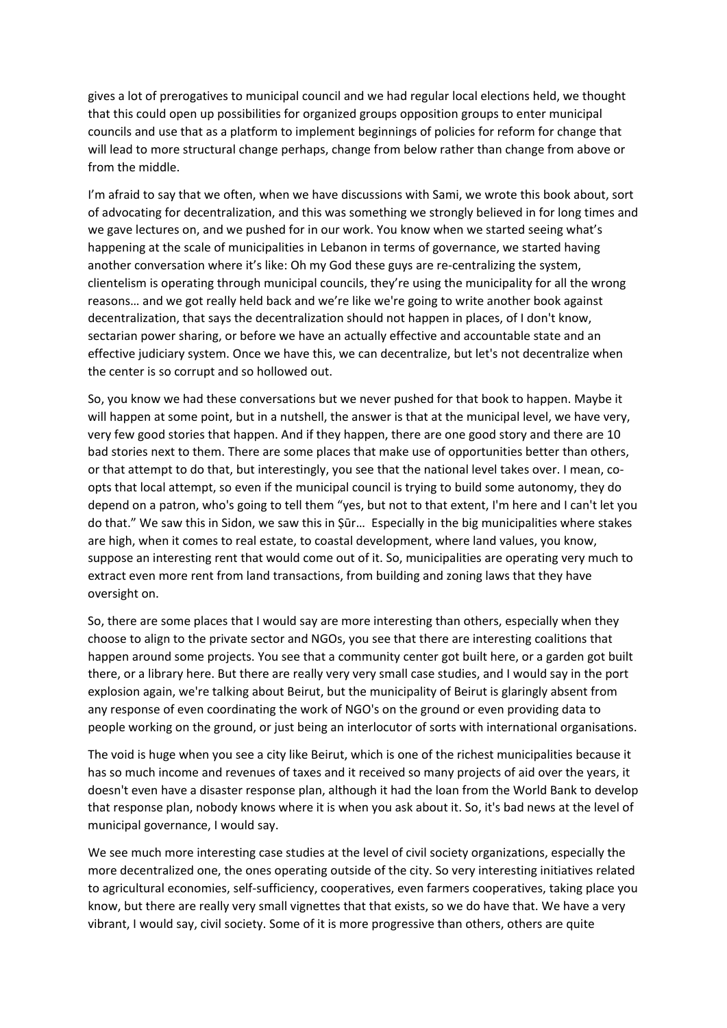gives a lot of prerogatives to municipal council and we had regular local elections held, we thought that this could open up possibilities for organized groups opposition groups to enter municipal councils and use that as a platform to implement beginnings of policies for reform for change that will lead to more structural change perhaps, change from below rather than change from above or from the middle.

I'm afraid to say that we often, when we have discussions with Sami, we wrote this book about, sort of advocating for decentralization, and this was something we strongly believed in for long times and we gave lectures on, and we pushed for in our work. You know when we started seeing what's happening at the scale of municipalities in Lebanon in terms of governance, we started having another conversation where it's like: Oh my God these guys are re-centralizing the system, clientelism is operating through municipal councils, they're using the municipality for all the wrong reasons… and we got really held back and we're like we're going to write another book against decentralization, that says the decentralization should not happen in places, of I don't know, sectarian power sharing, or before we have an actually effective and accountable state and an effective judiciary system. Once we have this, we can decentralize, but let's not decentralize when the center is so corrupt and so hollowed out.

So, you know we had these conversations but we never pushed for that book to happen. Maybe it will happen at some point, but in a nutshell, the answer is that at the municipal level, we have very, very few good stories that happen. And if they happen, there are one good story and there are 10 bad stories next to them. There are some places that make use of opportunities better than others, or that attempt to do that, but interestingly, you see that the national level takes over. I mean, co-opts that local attempt, so even if the municipal council is trying to build some autonomy, they do depend on a patron, who's going to tell them "yes, but not to that extent, I'm here and I can't let you do that." We saw this in Sidon, we saw this in Ṣūr… Especially in the big municipalities where stakes are high, when it comes to real estate, to coastal development, where land values, you know, suppose an interesting rent that would come out of it. So, municipalities are operating very much to extract even more rent from land transactions, from building and zoning laws that they have oversight on.

So, there are some places that I would say are more interesting than others, especially when they choose to align to the private sector and NGOs, you see that there are interesting coalitions that happen around some projects. You see that a community center got built here, or a garden got built there, or a library here. But there are really very very small case studies, and I would say in the port explosion again, we're talking about Beirut, but the municipality of Beirut is glaringly absent from any response of even coordinating the work of NGO's on the ground or even providing data to people working on the ground, or just being an interlocutor of sorts with international organisations.

The void is huge when you see a city like Beirut, which is one of the richest municipalities because it has so much income and revenues of taxes and it received so many projects of aid over the years, it doesn't even have a disaster response plan, although it had the loan from the World Bank to develop that response plan, nobody knows where it is when you ask about it. So, it's bad news at the level of municipal governance, I would say.

We see much more interesting case studies at the level of civil society organizations, especially the more decentralized one, the ones operating outside of the city. So very interesting initiatives related to agricultural economies, self-sufficiency, cooperatives, even farmers cooperatives, taking place you know, but there are really very small vignettes that that exists, so we do have that. We have a very vibrant, I would say, civil society. Some of it is more progressive than others, others are quite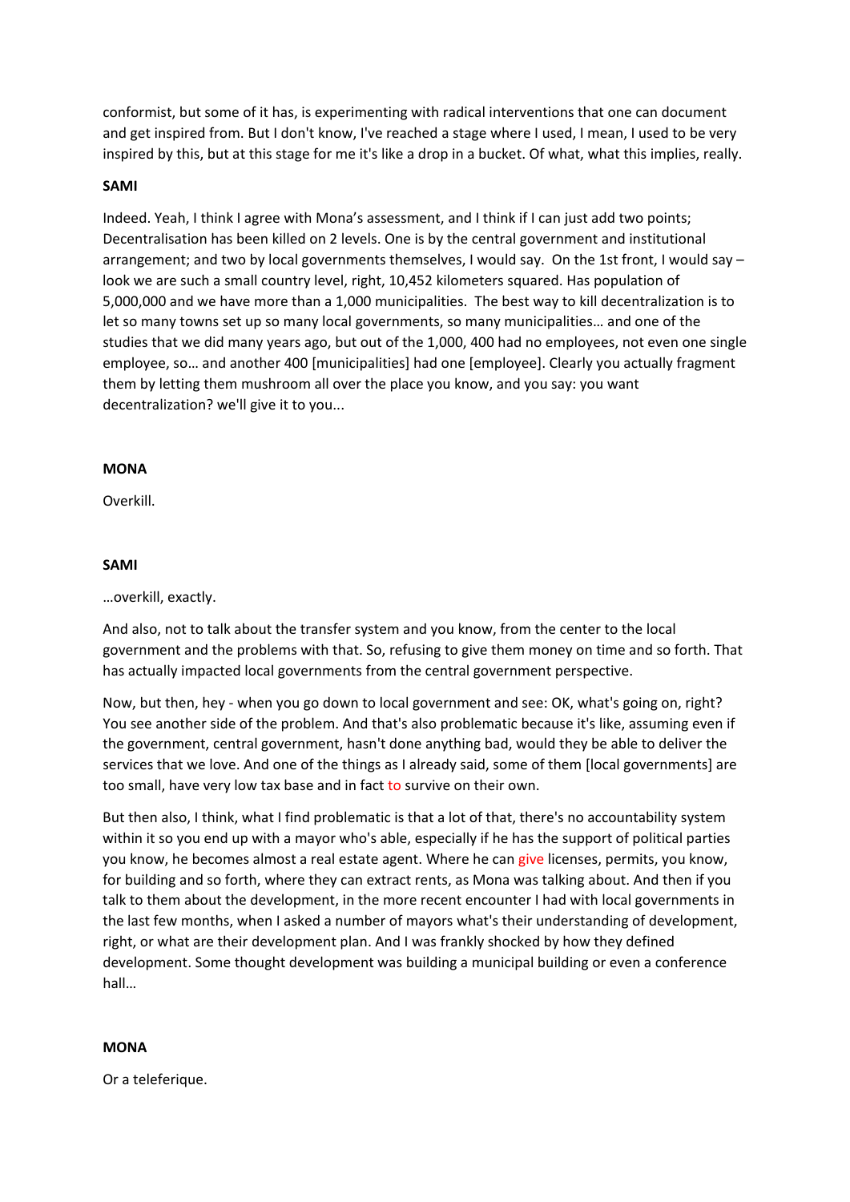conformist, but some of it has, is experimenting with radical interventions that one can document and get inspired from. But I don't know, I've reached a stage where I used, I mean, I used to be very inspired by this, but at this stage for me it's like a drop in a bucket. Of what, what this implies, really.

**SAMI**

Indeed. Yeah, I think I agree with Mona's assessment, and I think if I can just add two points; Decentralisation has been killed on 2 levels. One is by the central government and institutional arrangement; and two by local governments themselves, I would say. On the 1st front, I would say – look we are such a small country level, right, 10,452 kilometers squared. Has population of 5,000,000 and we have more than a 1,000 municipalities. The best way to kill decentralization is to let so many towns set up so many local governments, so many municipalities… and one of the studies that we did many years ago, but out of the 1,000, 400 had no employees, not even one single employee, so… and another 400 [municipalities] had one [employee]. Clearly you actually fragment them by letting them mushroom all over the place you know, and you say: you want decentralization? we'll give it to you...

**MONA**

Overkill.

**SAMI**

…overkill, exactly.

And also, not to talk about the transfer system and you know, from the center to the local government and the problems with that. So, refusing to give them money on time and so forth. That has actually impacted local governments from the central government perspective.

Now, but then, hey - when you go down to local government and see: OK, what's going on, right? You see another side of the problem. And that's also problematic because it's like, assuming even if the government, central government, hasn't done anything bad, would they be able to deliver the services that we love. And one of the things as I already said, some of them [local governments] are too small, have very low tax base and in fact to survive on their own.

But then also, I think, what I find problematic is that a lot of that, there's no accountability system within it so you end up with a mayor who's able, especially if he has the support of political parties you know, he becomes almost a real estate agent. Where he can give licenses, permits, you know, for building and so forth, where they can extract rents, as Mona was talking about. And then if you talk to them about the development, in the more recent encounter I had with local governments in the last few months, when I asked a number of mayors what's their understanding of development, right, or what are their development plan. And I was frankly shocked by how they defined development. Some thought development was building a municipal building or even a conference hall…

**MONA**

Or a teleferique.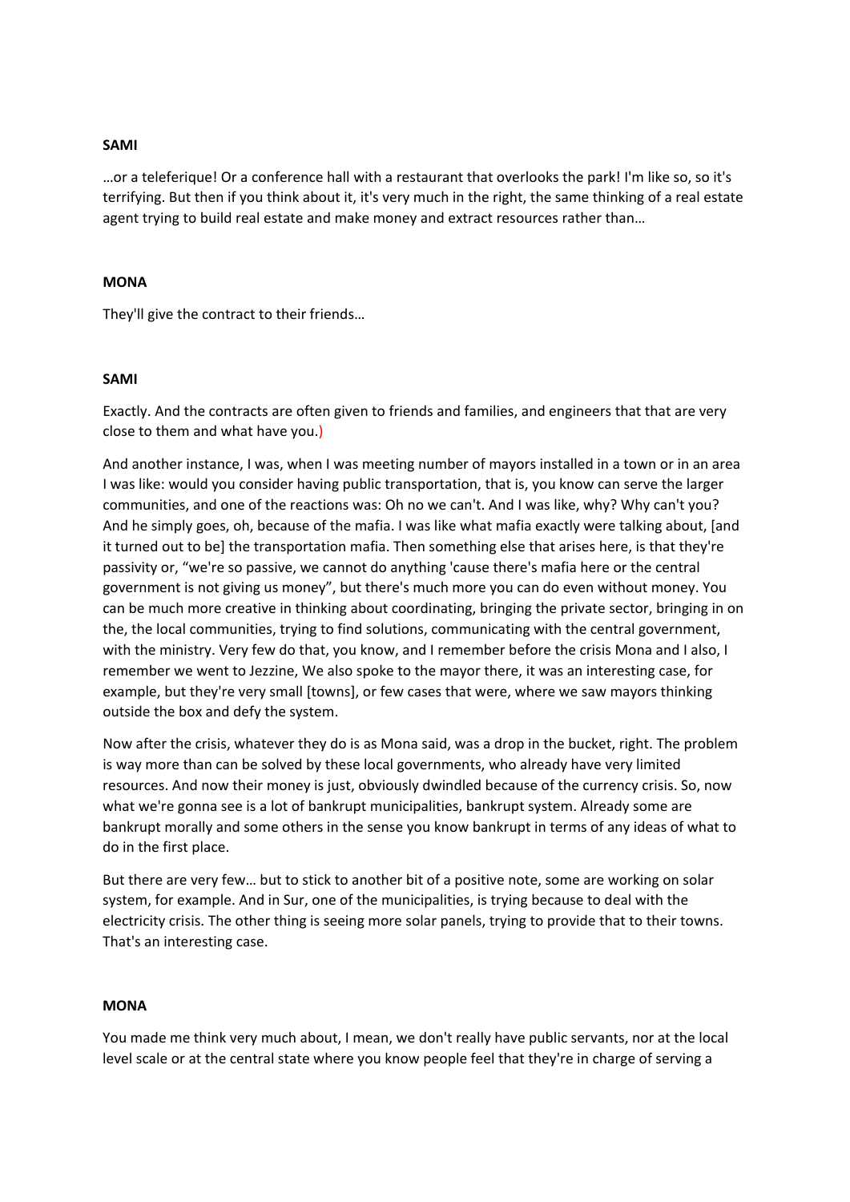**SAMI**

…or a teleferique! Or a conference hall with a restaurant that overlooks the park! I'm like so, so it's terrifying. But then if you think about it, it's very much in the right, the same thinking of a real estate agent trying to build real estate and make money and extract resources rather than…

**MONA**

They'll give the contract to their friends…

**SAMI**

Exactly. And the contracts are often given to friends and families, and engineers that that are very close to them and what have you.)

And another instance, I was, when I was meeting number of mayors installed in a town or in an area I was like: would you consider having public transportation, that is, you know can serve the larger communities, and one of the reactions was: Oh no we can't. And I was like, why? Why can't you? And he simply goes, oh, because of the mafia. I was like what mafia exactly were talking about, [and it turned out to be] the transportation mafia. Then something else that arises here, is that they're passivity or, "we're so passive, we cannot do anything 'cause there's mafia here or the central government is not giving us money", but there's much more you can do even without money. You can be much more creative in thinking about coordinating, bringing the private sector, bringing in on the, the local communities, trying to find solutions, communicating with the central government, with the ministry. Very few do that, you know, and I remember before the crisis Mona and I also, I remember we went to Jezzine, We also spoke to the mayor there, it was an interesting case, for example, but they're very small [towns], or few cases that were, where we saw mayors thinking outside the box and defy the system.

Now after the crisis, whatever they do is as Mona said, was a drop in the bucket, right. The problem is way more than can be solved by these local governments, who already have very limited resources. And now their money is just, obviously dwindled because of the currency crisis. So, now what we're gonna see is a lot of bankrupt municipalities, bankrupt system. Already some are bankrupt morally and some others in the sense you know bankrupt in terms of any ideas of what to do in the first place.

But there are very few… but to stick to another bit of a positive note, some are working on solar system, for example. And in Sur, one of the municipalities, is trying because to deal with the electricity crisis. The other thing is seeing more solar panels, trying to provide that to their towns. That's an interesting case.

**MONA**

You made me think very much about, I mean, we don't really have public servants, nor at the local level scale or at the central state where you know people feel that they're in charge of serving a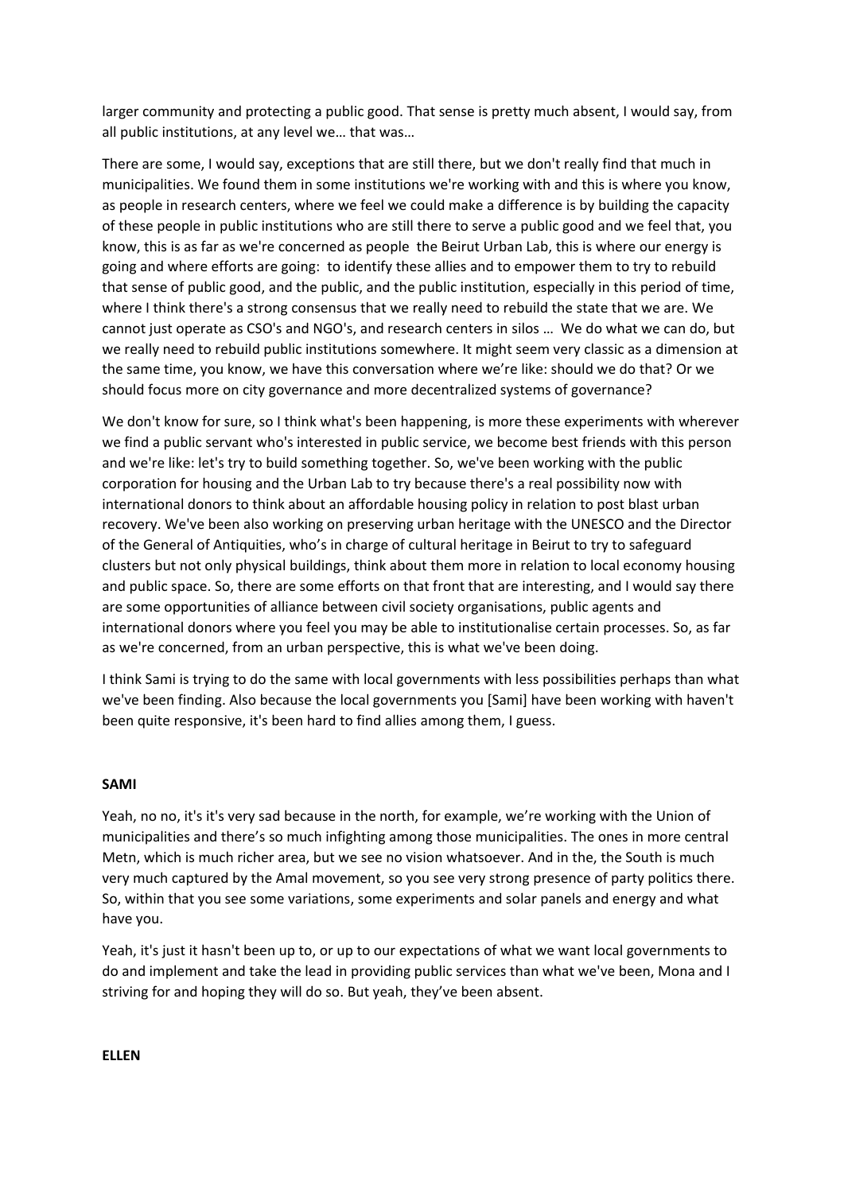larger community and protecting a public good. That sense is pretty much absent, I would say, from all public institutions, at any level we… that was…

There are some, I would say, exceptions that are still there, but we don't really find that much in municipalities. We found them in some institutions we're working with and this is where you know, as people in research centers, where we feel we could make a difference is by building the capacity of these people in public institutions who are still there to serve a public good and we feel that, you know, this is as far as we're concerned as people the Beirut Urban Lab, this is where our energy is going and where efforts are going: to identify these allies and to empower them to try to rebuild that sense of public good, and the public, and the public institution, especially in this period of time, where I think there's a strong consensus that we really need to rebuild the state that we are. We cannot just operate as CSO's and NGO's, and research centers in silos … We do what we can do, but we really need to rebuild public institutions somewhere. It might seem very classic as a dimension at the same time, you know, we have this conversation where we're like: should we do that? Or we should focus more on city governance and more decentralized systems of governance?

We don't know for sure, so I think what's been happening, is more these experiments with wherever we find a public servant who's interested in public service, we become best friends with this person and we're like: let's try to build something together. So, we've been working with the public corporation for housing and the Urban Lab to try because there's a real possibility now with international donors to think about an affordable housing policy in relation to post blast urban recovery. We've been also working on preserving urban heritage with the UNESCO and the Director of the General of Antiquities, who's in charge of cultural heritage in Beirut to try to safeguard clusters but not only physical buildings, think about them more in relation to local economy housing and public space. So, there are some efforts on that front that are interesting, and I would say there are some opportunities of alliance between civil society organisations, public agents and international donors where you feel you may be able to institutionalise certain processes. So, as far as we're concerned, from an urban perspective, this is what we've been doing.

I think Sami is trying to do the same with local governments with less possibilities perhaps than what we've been finding. Also because the local governments you [Sami] have been working with haven't been quite responsive, it's been hard to find allies among them, I guess.

**SAMI**

Yeah, no no, it's it's very sad because in the north, for example, we're working with the Union of municipalities and there's so much infighting among those municipalities. The ones in more central Metn, which is much richer area, but we see no vision whatsoever. And in the, the South is much very much captured by the Amal movement, so you see very strong presence of party politics there. So, within that you see some variations, some experiments and solar panels and energy and what have you.

Yeah, it's just it hasn't been up to, or up to our expectations of what we want local governments to do and implement and take the lead in providing public services than what we've been, Mona and I striving for and hoping they will do so. But yeah, they've been absent.

**ELLEN**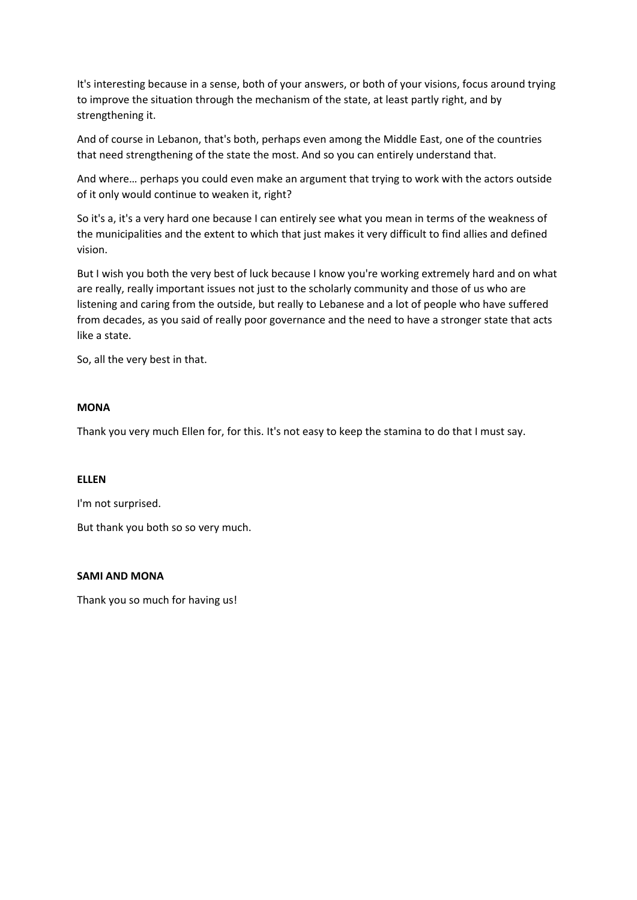It's interesting because in a sense, both of your answers, or both of your visions, focus around trying to improve the situation through the mechanism of the state, at least partly right, and by strengthening it.

And of course in Lebanon, that's both, perhaps even among the Middle East, one of the countries that need strengthening of the state the most. And so you can entirely understand that.

And where… perhaps you could even make an argument that trying to work with the actors outside of it only would continue to weaken it, right?

So it's a, it's a very hard one because I can entirely see what you mean in terms of the weakness of the municipalities and the extent to which that just makes it very difficult to find allies and defined vision.

But I wish you both the very best of luck because I know you're working extremely hard and on what are really, really important issues not just to the scholarly community and those of us who are listening and caring from the outside, but really to Lebanese and a lot of people who have suffered from decades, as you said of really poor governance and the need to have a stronger state that acts like a state.

So, all the very best in that.

**MONA**

Thank you very much Ellen for, for this. It's not easy to keep the stamina to do that I must say.

**ELLEN**

I'm not surprised.

But thank you both so so very much.

**SAMI AND MONA**

Thank you so much for having us!